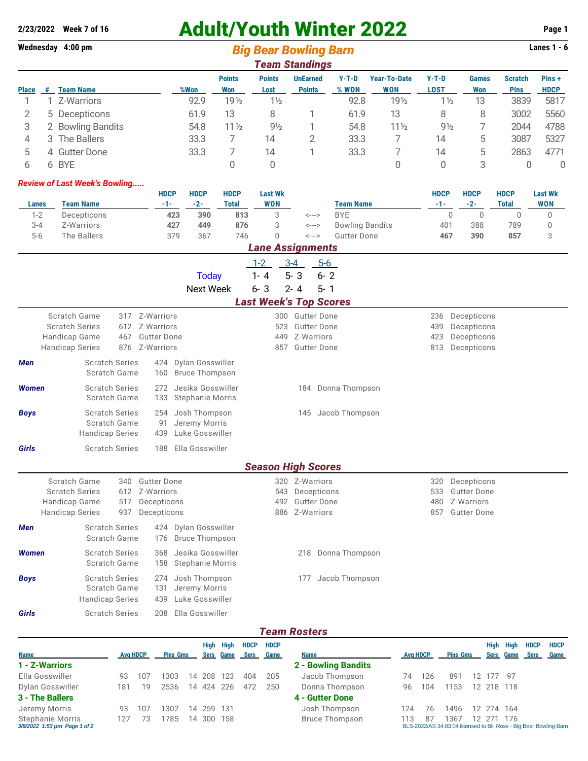2/23/2022 Week 7 of 16

# Adult/Youth Winter 2022

Wednesday 4:00 pm

## Big Bear Bowling Barn

Lanes 1 - 6

### Team Standings

| Place | # | Team Name | %Won | Points Won | Points Lost | UnEarned Points | Y-T-D % WON | Year-To-Date WON | Y-T-D LOST | Games Won | Scratch Pins | Pins + HDCP |
|---|---|---|---|---|---|---|---|---|---|---|---|---|
| 1 | 1 | Z-Warriors | 92.9 | 19½ | 1½ | | 92.8 | 19½ | 1½ | 13 | 3839 | 5817 |
| 2 | 5 | Decepticons | 61.9 | 13 | 8 | 1 | 61.9 | 13 | 8 | 8 | 3002 | 5560 |
| 3 | 2 | Bowling Bandits | 54.8 | 11½ | 9½ | 1 | 54.8 | 11½ | 9½ | 7 | 2044 | 4788 |
| 4 | 3 | The Ballers | 33.3 | 7 | 14 | 2 | 33.3 | 7 | 14 | 5 | 3087 | 5327 |
| 5 | 4 | Gutter Done | 33.3 | 7 | 14 | 1 | 33.3 | 7 | 14 | 5 | 2863 | 4771 |
| 6 | 6 | BYE | | 0 | 0 | | | 0 | 0 | 3 | 0 | 0 |

*Review of Last Week's Bowling.....*

| Lanes | Team Name | HDCP -1- | HDCP -2- | HDCP Total | Last Wk WON | | Team Name | HDCP -1- | HDCP -2- | HDCP Total | Last Wk WON |
|---|---|---|---|---|---|---|---|---|---|---|---|
| 1-2 | Decepticons | **423** | **390** | **813** | 3 | <---> | BYE | 0 | 0 | 0 | 0 |
| 3-4 | Z-Warriors | **427** | **449** | **876** | 3 | <---> | Bowling Bandits | 401 | 388 | 789 | 0 |
| 5-6 | The Ballers | 379 | 367 | 746 | 0 | <---> | Gutter Done | **467** | **390** | **857** | 3 |

### Lane Assignments

| | 1-2 | 3-4 | 5-6 |
|---|---|---|---|
| Today | 1- 4 | 5- 3 | 6- 2 |
| Next Week | 6- 3 | 2- 4 | 5- 1 |

### Last Week's Top Scores

| | | | | | | |
|---|---|---|---|---|---|---|
| Scratch Game | 317 | Z-Warriors | 300 | Gutter Done | 236 | Decepticons |
| Scratch Series | 612 | Z-Warriors | 523 | Gutter Done | 439 | Decepticons |
| Handicap Game | 467 | Gutter Done | 449 | Z-Warriors | 423 | Decepticons |
| Handicap Series | 876 | Z-Warriors | 857 | Gutter Done | 813 | Decepticons |

| | | | | | |
|---|---|---|---|---|---|
| ***Men*** | Scratch Series | 424 | Dylan Gosswiller | | |
| | Scratch Game | 160 | Bruce Thompson | | |
| ***Women*** | Scratch Series | 272 | Jesika Gosswiller | 184 | Donna Thompson |
| | Scratch Game | 133 | Stephanie Morris | | |
| ***Boys*** | Scratch Series | 254 | Josh Thompson | 145 | Jacob Thompson |
| | Scratch Game | 91 | Jeremy Morris | | |
| | Handicap Series | 439 | Luke Gosswiller | | |
| ***Girls*** | Scratch Series | 188 | Ella Gosswiller | | |

### Season High Scores

| | | | | | | |
|---|---|---|---|---|---|---|
| Scratch Game | 340 | Gutter Done | 320 | Z-Warriors | 320 | Decepticons |
| Scratch Series | 612 | Z-Warriors | 543 | Decepticons | 533 | Gutter Done |
| Handicap Game | 517 | Decepticons | 492 | Gutter Done | 480 | Z-Warriors |
| Handicap Series | 937 | Decepticons | 886 | Z-Warriors | 857 | Gutter Done |

| | | | | | |
|---|---|---|---|---|---|
| ***Men*** | Scratch Series | 424 | Dylan Gosswiller | | |
| | Scratch Game | 176 | Bruce Thompson | | |
| ***Women*** | Scratch Series | 368 | Jesika Gosswiller | 218 | Donna Thompson |
| | Scratch Game | 158 | Stephanie Morris | | |
| ***Boys*** | Scratch Series | 274 | Josh Thompson | 177 | Jacob Thompson |
| | Scratch Game | 131 | Jeremy Morris | | |
| | Handicap Series | 439 | Luke Gosswiller | | |
| ***Girls*** | Scratch Series | 208 | Ella Gosswiller | | |

### Team Rosters

| Name | Avg | HDCP | Pins | Gms | High Sers | High Game | HDCP Sers | HDCP Game |
|---|---|---|---|---|---|---|---|---|
| **1 - Z-Warriors** | | | | | | | | |
| Ella Gosswiller | 93 | 107 | 1303 | 14 | 208 | 123 | 404 | 205 |
| Dylan Gosswiller | 181 | 19 | 2536 | 14 | 424 | 226 | 472 | 250 |
| **3 - The Ballers** | | | | | | | | |
| Jeremy Morris | 93 | 107 | 1302 | 14 | 259 | 131 | | |
| Stephanie Morris | 127 | 73 | 1785 | 14 | 300 | 158 | | |

| Name | Avg | HDCP | Pins | Gms | High Sers | High Game | HDCP Sers | HDCP Game |
|---|---|---|---|---|---|---|---|---|
| **2 - Bowling Bandits** | | | | | | | | |
| Jacob Thompson | 74 | 126 | 891 | 12 | 177 | 97 | | |
| Donna Thompson | 96 | 104 | 1153 | 12 | 218 | 118 | | |
| **4 - Gutter Done** | | | | | | | | |
| Josh Thompson | 124 | 76 | 1496 | 12 | 274 | 164 | | |
| Bruce Thompson | 113 | 87 | 1367 | 12 | 271 | 176 | | |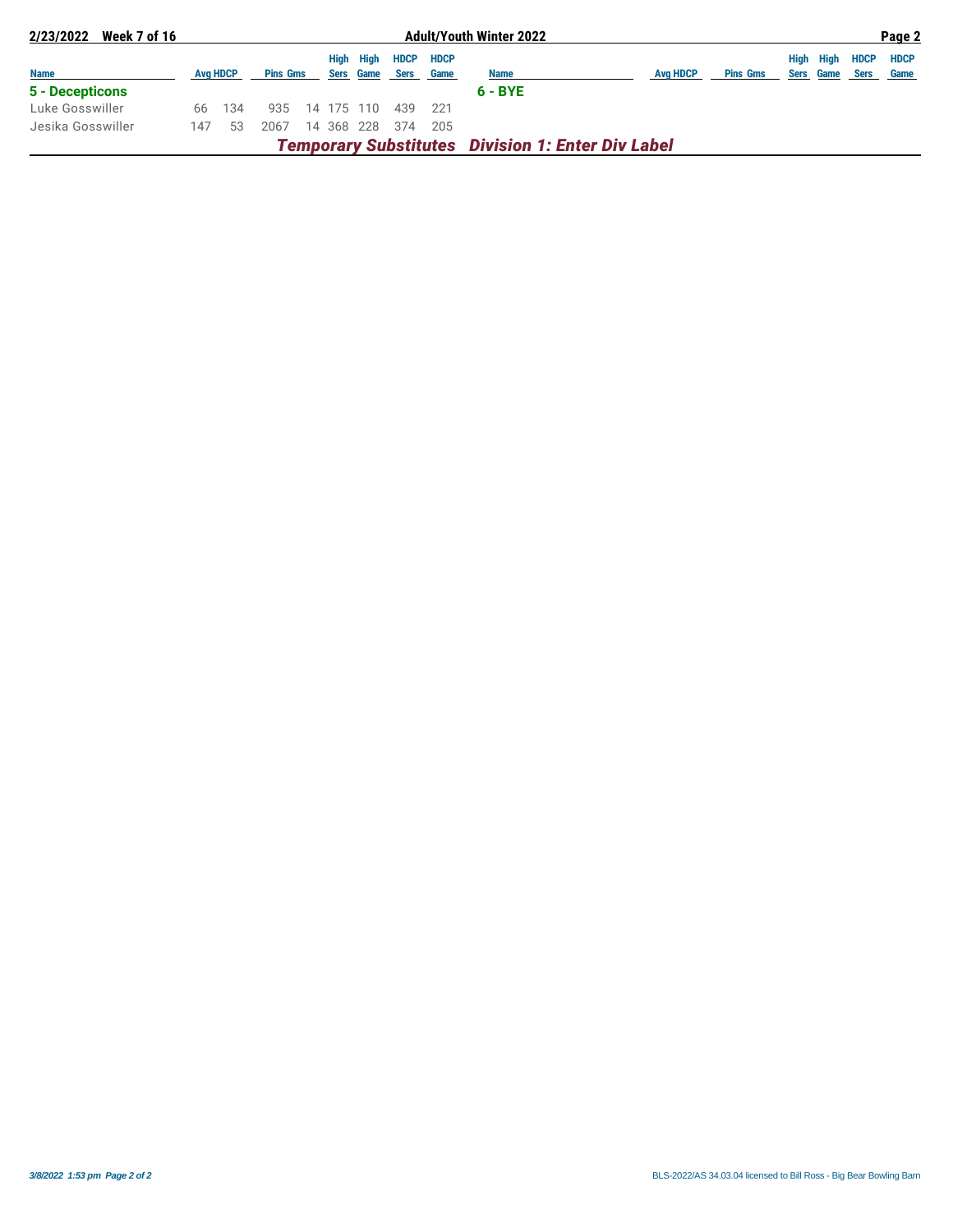| Name | Avg | HDCP | Pins | Gms | High Sers | High Game | HDCP Sers | HDCP Game |
|---|---|---|---|---|---|---|---|---|
| **5 - Decepticons** | | | | | | | | |
| Luke Gosswiller | 66 | 134 | 935 | 14 | 175 | 110 | 439 | 221 |
| Jesika Gosswiller | 147 | 53 | 2067 | 14 | 368 | 228 | 374 | 205 |

| Name | Avg | HDCP | Pins | Gms | High Sers | High Game | HDCP Sers | HDCP Game |
|---|---|---|---|---|---|---|---|---|
| **6 - BYE** | | | | | | | | |

***Temporary Substitutes Division 1: Enter Div Label***